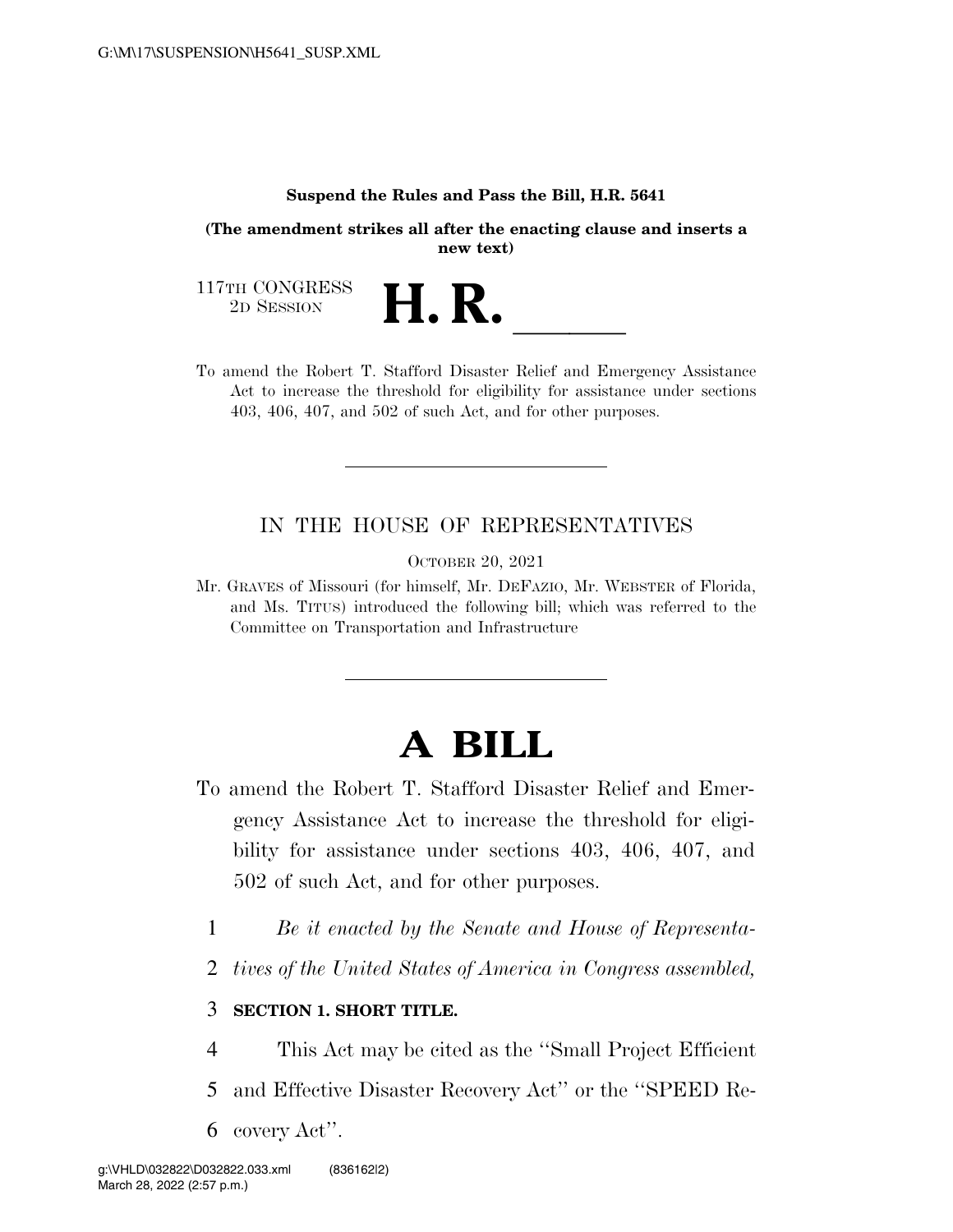**Suspend the Rules and Pass the Bill, H.R. 5641**

**(The amendment strikes all after the enacting clause and inserts a new text)**

117TH CONGRESS
2D SESSION

# H. R. \_\_\_\_\_\_

To amend the Robert T. Stafford Disaster Relief and Emergency Assistance Act to increase the threshold for eligibility for assistance under sections 403, 406, 407, and 502 of such Act, and for other purposes.

---

IN THE HOUSE OF REPRESENTATIVES

OCTOBER 20, 2021

Mr. GRAVES of Missouri (for himself, Mr. DEFAZIO, Mr. WEBSTER of Florida, and Ms. TITUS) introduced the following bill; which was referred to the Committee on Transportation and Infrastructure

---

# A BILL

To amend the Robert T. Stafford Disaster Relief and Emergency Assistance Act to increase the threshold for eligibility for assistance under sections 403, 406, 407, and 502 of such Act, and for other purposes.

1 *Be it enacted by the Senate and House of Representa-*
2 *tives of the United States of America in Congress assembled,*

3 **SECTION 1. SHORT TITLE.**

4 This Act may be cited as the ''Small Project Efficient
5 and Effective Disaster Recovery Act'' or the ''SPEED Re-
6 covery Act''.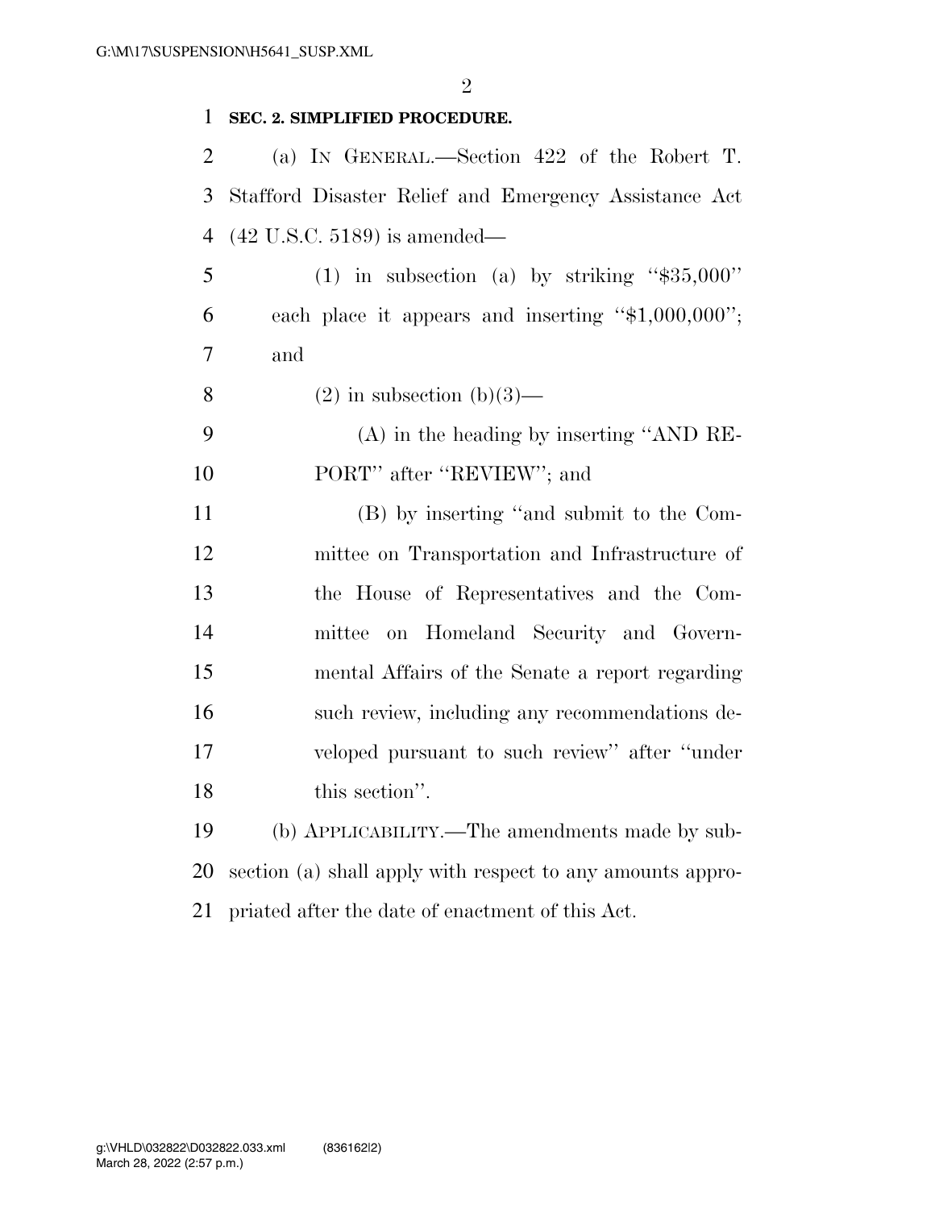**SEC. 2. SIMPLIFIED PROCEDURE.**

(a) IN GENERAL.—Section 422 of the Robert T. Stafford Disaster Relief and Emergency Assistance Act (42 U.S.C. 5189) is amended—

(1) in subsection (a) by striking ''$35,000'' each place it appears and inserting ''$1,000,000''; and

(2) in subsection (b)(3)—

(A) in the heading by inserting ''AND REPORT'' after ''REVIEW''; and

(B) by inserting ''and submit to the Committee on Transportation and Infrastructure of the House of Representatives and the Committee on Homeland Security and Governmental Affairs of the Senate a report regarding such review, including any recommendations developed pursuant to such review'' after ''under this section''.

(b) APPLICABILITY.—The amendments made by subsection (a) shall apply with respect to any amounts appropriated after the date of enactment of this Act.